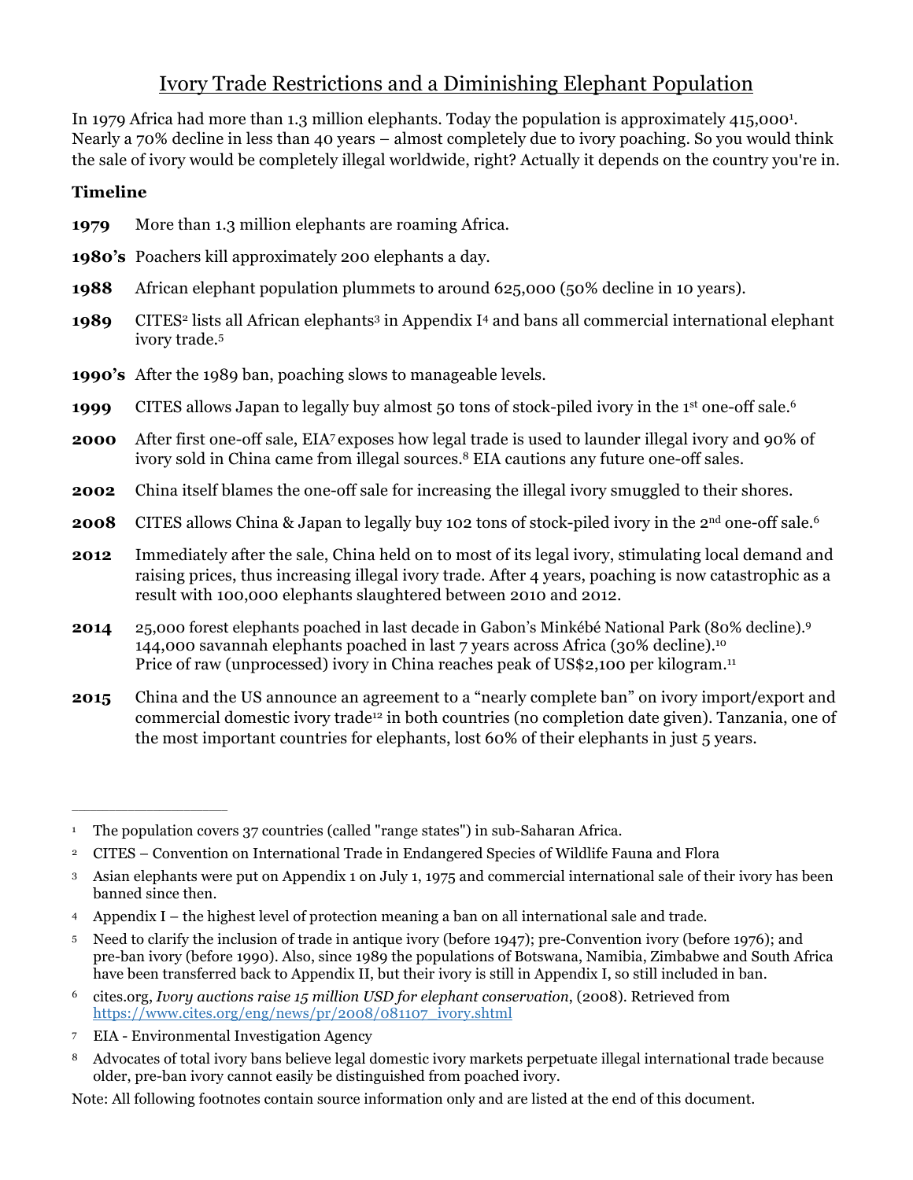# Ivory Trade Restrictions and a Diminishing Elephant Population

In 1979 Africa had more than 1.3 million elephants. Today the population is approximately 415,000[1]. Nearly a 70% decline in less than 40 years – almost completely due to ivory poaching. So you would think the sale of ivory would be completely illegal worldwide, right? Actually it depends on the country you're in.

**Timeline**

**1979** More than 1.3 million elephants are roaming Africa.

**1980's** Poachers kill approximately 200 elephants a day.

**1988** African elephant population plummets to around 625,000 (50% decline in 10 years).

**1989** CITES[2] lists all African elephants[3] in Appendix I[4] and bans all commercial international elephant ivory trade.[5]

**1990's** After the 1989 ban, poaching slows to manageable levels.

**1999** CITES allows Japan to legally buy almost 50 tons of stock-piled ivory in the 1st one-off sale.[6]

**2000** After first one-off sale, EIA[7] exposes how legal trade is used to launder illegal ivory and 90% of ivory sold in China came from illegal sources.[8] EIA cautions any future one-off sales.

**2002** China itself blames the one-off sale for increasing the illegal ivory smuggled to their shores.

**2008** CITES allows China & Japan to legally buy 102 tons of stock-piled ivory in the 2nd one-off sale.[6]

**2012** Immediately after the sale, China held on to most of its legal ivory, stimulating local demand and raising prices, thus increasing illegal ivory trade. After 4 years, poaching is now catastrophic as a result with 100,000 elephants slaughtered between 2010 and 2012.

**2014** 25,000 forest elephants poached in last decade in Gabon's Minkébé National Park (80% decline).[9]
144,000 savannah elephants poached in last 7 years across Africa (30% decline).[10]
Price of raw (unprocessed) ivory in China reaches peak of US$2,100 per kilogram.[11]

**2015** China and the US announce an agreement to a "nearly complete ban" on ivory import/export and commercial domestic ivory trade[12] in both countries (no completion date given). Tanzania, one of the most important countries for elephants, lost 60% of their elephants in just 5 years.

---

[1] The population covers 37 countries (called "range states") in sub-Saharan Africa.

[2] CITES – Convention on International Trade in Endangered Species of Wildlife Fauna and Flora

[3] Asian elephants were put on Appendix 1 on July 1, 1975 and commercial international sale of their ivory has been banned since then.

[4] Appendix I – the highest level of protection meaning a ban on all international sale and trade.

[5] Need to clarify the inclusion of trade in antique ivory (before 1947); pre-Convention ivory (before 1976); and pre-ban ivory (before 1990). Also, since 1989 the populations of Botswana, Namibia, Zimbabwe and South Africa have been transferred back to Appendix II, but their ivory is still in Appendix I, so still included in ban.

[6] cites.org, *Ivory auctions raise 15 million USD for elephant conservation*, (2008). Retrieved from https://www.cites.org/eng/news/pr/2008/081107_ivory.shtml

[7] EIA - Environmental Investigation Agency

[8] Advocates of total ivory bans believe legal domestic ivory markets perpetuate illegal international trade because older, pre-ban ivory cannot easily be distinguished from poached ivory.

Note: All following footnotes contain source information only and are listed at the end of this document.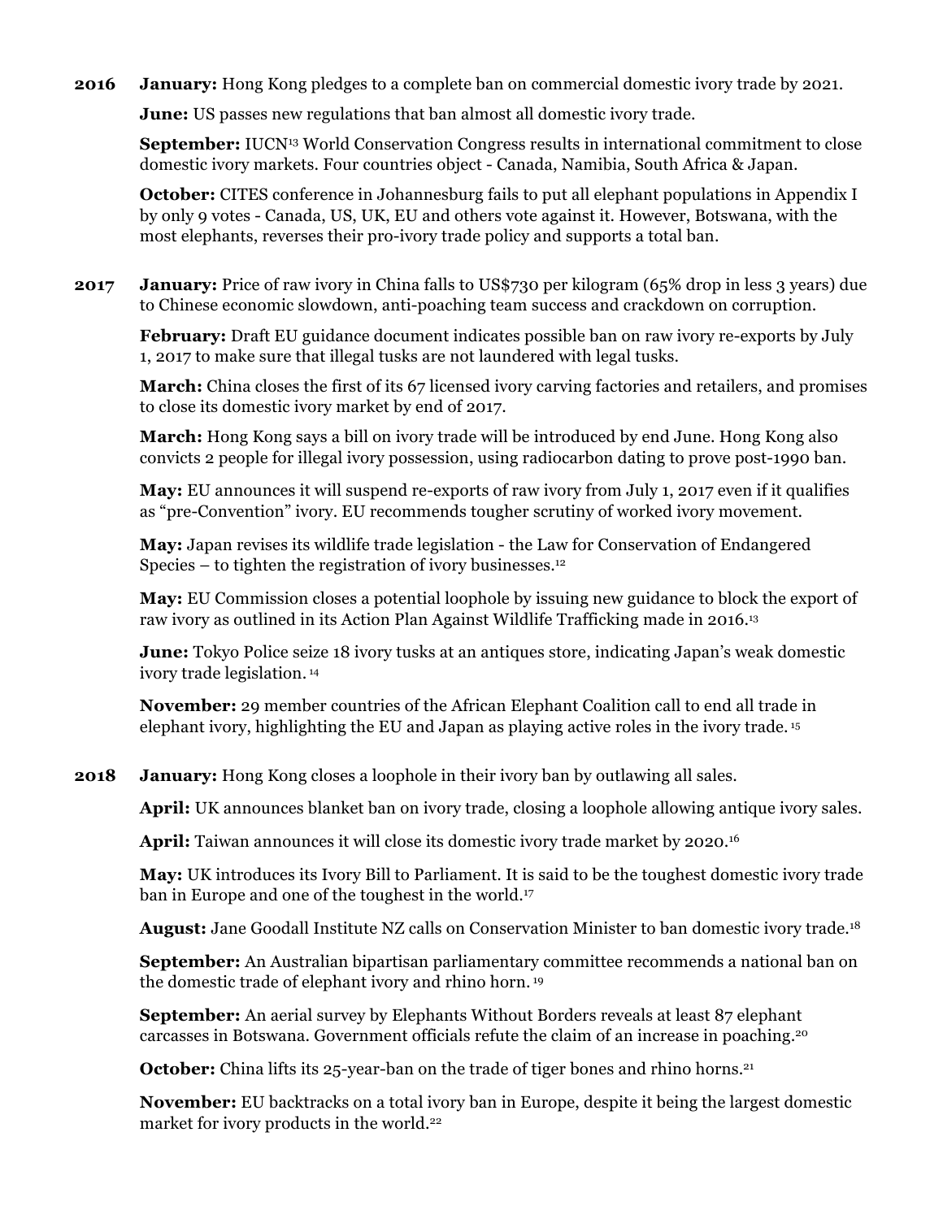**2016** **January:** Hong Kong pledges to a complete ban on commercial domestic ivory trade by 2021.

**June:** US passes new regulations that ban almost all domestic ivory trade.

**September:** IUCN[13] World Conservation Congress results in international commitment to close domestic ivory markets. Four countries object - Canada, Namibia, South Africa & Japan.

**October:** CITES conference in Johannesburg fails to put all elephant populations in Appendix I by only 9 votes - Canada, US, UK, EU and others vote against it. However, Botswana, with the most elephants, reverses their pro-ivory trade policy and supports a total ban.

**2017** **January:** Price of raw ivory in China falls to US$730 per kilogram (65% drop in less 3 years) due to Chinese economic slowdown, anti-poaching team success and crackdown on corruption.

**February:** Draft EU guidance document indicates possible ban on raw ivory re-exports by July 1, 2017 to make sure that illegal tusks are not laundered with legal tusks.

**March:** China closes the first of its 67 licensed ivory carving factories and retailers, and promises to close its domestic ivory market by end of 2017.

**March:** Hong Kong says a bill on ivory trade will be introduced by end June. Hong Kong also convicts 2 people for illegal ivory possession, using radiocarbon dating to prove post-1990 ban.

**May:** EU announces it will suspend re-exports of raw ivory from July 1, 2017 even if it qualifies as "pre-Convention" ivory. EU recommends tougher scrutiny of worked ivory movement.

**May:** Japan revises its wildlife trade legislation - the Law for Conservation of Endangered Species – to tighten the registration of ivory businesses.[12]

**May:** EU Commission closes a potential loophole by issuing new guidance to block the export of raw ivory as outlined in its Action Plan Against Wildlife Trafficking made in 2016.[13]

**June:** Tokyo Police seize 18 ivory tusks at an antiques store, indicating Japan's weak domestic ivory trade legislation.[14]

**November:** 29 member countries of the African Elephant Coalition call to end all trade in elephant ivory, highlighting the EU and Japan as playing active roles in the ivory trade.[15]

**2018** **January:** Hong Kong closes a loophole in their ivory ban by outlawing all sales.

**April:** UK announces blanket ban on ivory trade, closing a loophole allowing antique ivory sales.

**April:** Taiwan announces it will close its domestic ivory trade market by 2020.[16]

**May:** UK introduces its Ivory Bill to Parliament. It is said to be the toughest domestic ivory trade ban in Europe and one of the toughest in the world.[17]

**August:** Jane Goodall Institute NZ calls on Conservation Minister to ban domestic ivory trade.[18]

**September:** An Australian bipartisan parliamentary committee recommends a national ban on the domestic trade of elephant ivory and rhino horn.[19]

**September:** An aerial survey by Elephants Without Borders reveals at least 87 elephant carcasses in Botswana. Government officials refute the claim of an increase in poaching.[20]

**October:** China lifts its 25-year-ban on the trade of tiger bones and rhino horns.[21]

**November:** EU backtracks on a total ivory ban in Europe, despite it being the largest domestic market for ivory products in the world.[22]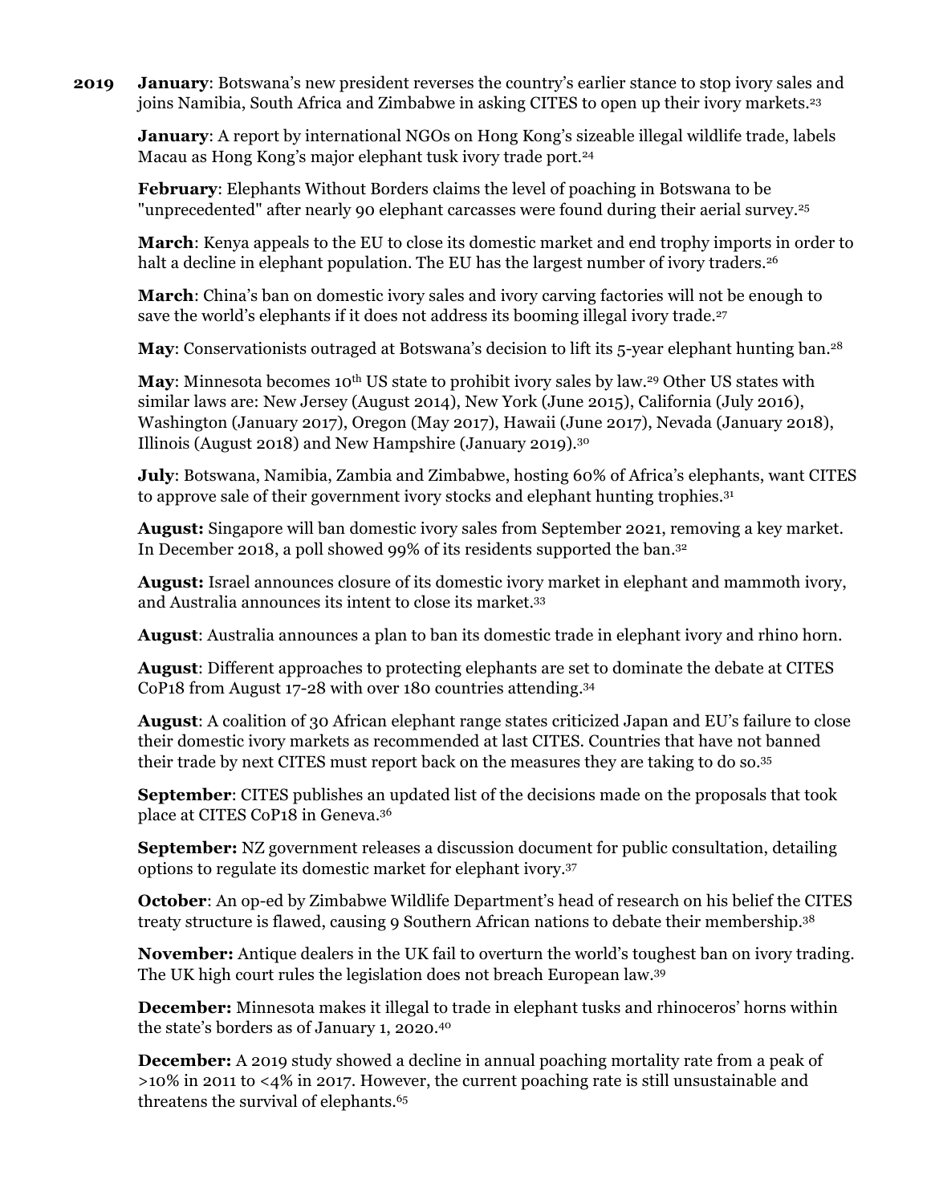**2019** **January**: Botswana's new president reverses the country's earlier stance to stop ivory sales and joins Namibia, South Africa and Zimbabwe in asking CITES to open up their ivory markets.[23]

**January**: A report by international NGOs on Hong Kong's sizeable illegal wildlife trade, labels Macau as Hong Kong's major elephant tusk ivory trade port.[24]

**February**: Elephants Without Borders claims the level of poaching in Botswana to be "unprecedented" after nearly 90 elephant carcasses were found during their aerial survey.[25]

**March**: Kenya appeals to the EU to close its domestic market and end trophy imports in order to halt a decline in elephant population. The EU has the largest number of ivory traders.[26]

**March**: China's ban on domestic ivory sales and ivory carving factories will not be enough to save the world's elephants if it does not address its booming illegal ivory trade.[27]

**May**: Conservationists outraged at Botswana's decision to lift its 5-year elephant hunting ban.[28]

**May**: Minnesota becomes 10th US state to prohibit ivory sales by law.[29] Other US states with similar laws are: New Jersey (August 2014), New York (June 2015), California (July 2016), Washington (January 2017), Oregon (May 2017), Hawaii (June 2017), Nevada (January 2018), Illinois (August 2018) and New Hampshire (January 2019).[30]

**July**: Botswana, Namibia, Zambia and Zimbabwe, hosting 60% of Africa's elephants, want CITES to approve sale of their government ivory stocks and elephant hunting trophies.[31]

**August:** Singapore will ban domestic ivory sales from September 2021, removing a key market. In December 2018, a poll showed 99% of its residents supported the ban.[32]

**August:** Israel announces closure of its domestic ivory market in elephant and mammoth ivory, and Australia announces its intent to close its market.[33]

**August**: Australia announces a plan to ban its domestic trade in elephant ivory and rhino horn.

**August**: Different approaches to protecting elephants are set to dominate the debate at CITES CoP18 from August 17-28 with over 180 countries attending.[34]

**August**: A coalition of 30 African elephant range states criticized Japan and EU's failure to close their domestic ivory markets as recommended at last CITES. Countries that have not banned their trade by next CITES must report back on the measures they are taking to do so.[35]

**September**: CITES publishes an updated list of the decisions made on the proposals that took place at CITES CoP18 in Geneva.[36]

**September:** NZ government releases a discussion document for public consultation, detailing options to regulate its domestic market for elephant ivory.[37]

**October**: An op-ed by Zimbabwe Wildlife Department's head of research on his belief the CITES treaty structure is flawed, causing 9 Southern African nations to debate their membership.[38]

**November:** Antique dealers in the UK fail to overturn the world's toughest ban on ivory trading. The UK high court rules the legislation does not breach European law.[39]

**December:** Minnesota makes it illegal to trade in elephant tusks and rhinoceros' horns within the state's borders as of January 1, 2020.[40]

**December:** A 2019 study showed a decline in annual poaching mortality rate from a peak of >10% in 2011 to <4% in 2017. However, the current poaching rate is still unsustainable and threatens the survival of elephants.[65]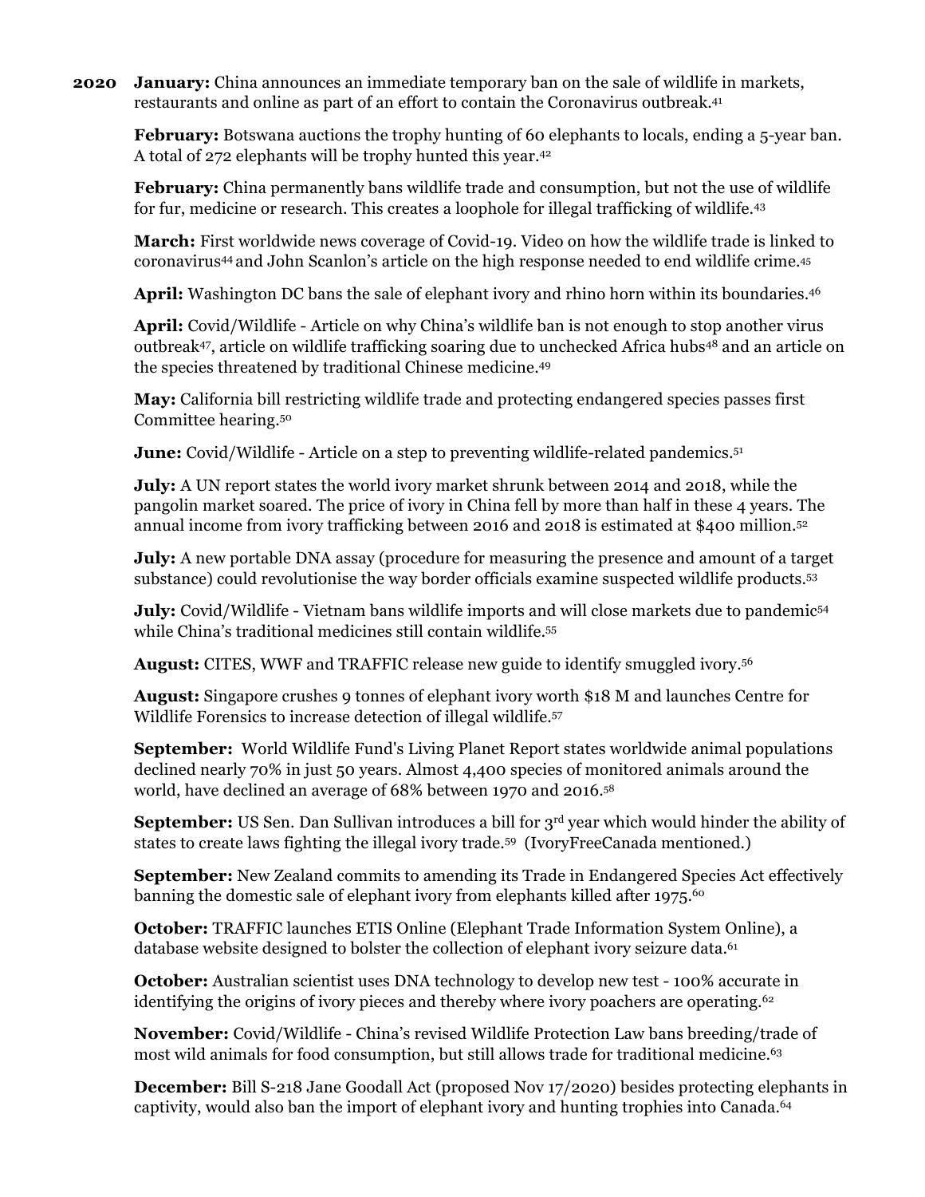**2020** **January:** China announces an immediate temporary ban on the sale of wildlife in markets, restaurants and online as part of an effort to contain the Coronavirus outbreak.[41]

**February:** Botswana auctions the trophy hunting of 60 elephants to locals, ending a 5-year ban. A total of 272 elephants will be trophy hunted this year.[42]

**February:** China permanently bans wildlife trade and consumption, but not the use of wildlife for fur, medicine or research. This creates a loophole for illegal trafficking of wildlife.[43]

**March:** First worldwide news coverage of Covid-19. Video on how the wildlife trade is linked to coronavirus[44] and John Scanlon's article on the high response needed to end wildlife crime.[45]

**April:** Washington DC bans the sale of elephant ivory and rhino horn within its boundaries.[46]

**April:** Covid/Wildlife - Article on why China's wildlife ban is not enough to stop another virus outbreak[47], article on wildlife trafficking soaring due to unchecked Africa hubs[48] and an article on the species threatened by traditional Chinese medicine.[49]

**May:** California bill restricting wildlife trade and protecting endangered species passes first Committee hearing.[50]

**June:** Covid/Wildlife - Article on a step to preventing wildlife-related pandemics.[51]

**July:** A UN report states the world ivory market shrunk between 2014 and 2018, while the pangolin market soared. The price of ivory in China fell by more than half in these 4 years. The annual income from ivory trafficking between 2016 and 2018 is estimated at $400 million.[52]

**July:** A new portable DNA assay (procedure for measuring the presence and amount of a target substance) could revolutionise the way border officials examine suspected wildlife products.[53]

**July:** Covid/Wildlife - Vietnam bans wildlife imports and will close markets due to pandemic[54] while China's traditional medicines still contain wildlife.[55]

**August:** CITES, WWF and TRAFFIC release new guide to identify smuggled ivory.[56]

**August:** Singapore crushes 9 tonnes of elephant ivory worth $18 M and launches Centre for Wildlife Forensics to increase detection of illegal wildlife.[57]

**September:** World Wildlife Fund's Living Planet Report states worldwide animal populations declined nearly 70% in just 50 years. Almost 4,400 species of monitored animals around the world, have declined an average of 68% between 1970 and 2016.[58]

**September:** US Sen. Dan Sullivan introduces a bill for 3rd year which would hinder the ability of states to create laws fighting the illegal ivory trade.[59] (IvoryFreeCanada mentioned.)

**September:** New Zealand commits to amending its Trade in Endangered Species Act effectively banning the domestic sale of elephant ivory from elephants killed after 1975.[60]

**October:** TRAFFIC launches ETIS Online (Elephant Trade Information System Online), a database website designed to bolster the collection of elephant ivory seizure data.[61]

**October:** Australian scientist uses DNA technology to develop new test - 100% accurate in identifying the origins of ivory pieces and thereby where ivory poachers are operating.[62]

**November:** Covid/Wildlife - China's revised Wildlife Protection Law bans breeding/trade of most wild animals for food consumption, but still allows trade for traditional medicine.[63]

**December:** Bill S-218 Jane Goodall Act (proposed Nov 17/2020) besides protecting elephants in captivity, would also ban the import of elephant ivory and hunting trophies into Canada.[64]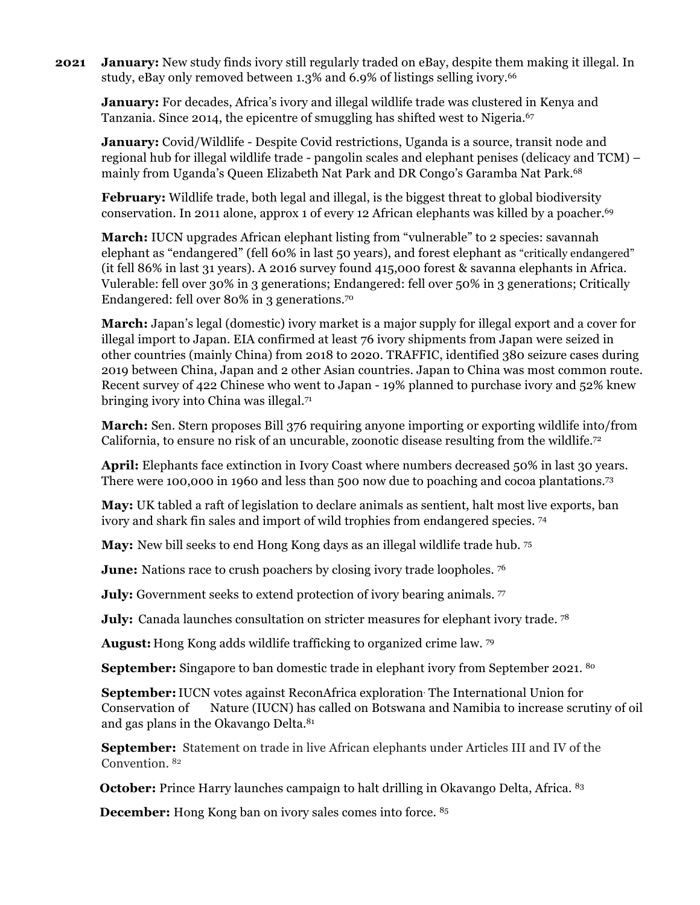**2021** **January:** New study finds ivory still regularly traded on eBay, despite them making it illegal. In study, eBay only removed between 1.3% and 6.9% of listings selling ivory.[66]

**January:** For decades, Africa's ivory and illegal wildlife trade was clustered in Kenya and Tanzania. Since 2014, the epicentre of smuggling has shifted west to Nigeria.[67]

**January:** Covid/Wildlife - Despite Covid restrictions, Uganda is a source, transit node and regional hub for illegal wildlife trade - pangolin scales and elephant penises (delicacy and TCM) – mainly from Uganda's Queen Elizabeth Nat Park and DR Congo's Garamba Nat Park.[68]

**February:** Wildlife trade, both legal and illegal, is the biggest threat to global biodiversity conservation. In 2011 alone, approx 1 of every 12 African elephants was killed by a poacher.[69]

**March:** IUCN upgrades African elephant listing from "vulnerable" to 2 species: savannah elephant as "endangered" (fell 60% in last 50 years), and forest elephant as "critically endangered" (it fell 86% in last 31 years). A 2016 survey found 415,000 forest & savanna elephants in Africa. Vulerable: fell over 30% in 3 generations; Endangered: fell over 50% in 3 generations; Critically Endangered: fell over 80% in 3 generations.[70]

**March:** Japan's legal (domestic) ivory market is a major supply for illegal export and a cover for illegal import to Japan. EIA confirmed at least 76 ivory shipments from Japan were seized in other countries (mainly China) from 2018 to 2020. TRAFFIC, identified 380 seizure cases during 2019 between China, Japan and 2 other Asian countries. Japan to China was most common route. Recent survey of 422 Chinese who went to Japan - 19% planned to purchase ivory and 52% knew bringing ivory into China was illegal.[71]

**March:** Sen. Stern proposes Bill 376 requiring anyone importing or exporting wildlife into/from California, to ensure no risk of an uncurable, zoonotic disease resulting from the wildlife.[72]

**April:** Elephants face extinction in Ivory Coast where numbers decreased 50% in last 30 years. There were 100,000 in 1960 and less than 500 now due to poaching and cocoa plantations.[73]

**May:** UK tabled a raft of legislation to declare animals as sentient, halt most live exports, ban ivory and shark fin sales and import of wild trophies from endangered species. [74]

**May:** New bill seeks to end Hong Kong days as an illegal wildlife trade hub. [75]

**June:** Nations race to crush poachers by closing ivory trade loopholes. [76]

**July:** Government seeks to extend protection of ivory bearing animals. [77]

**July:** Canada launches consultation on stricter measures for elephant ivory trade. [78]

**August:** Hong Kong adds wildlife trafficking to organized crime law. [79]

**September:** Singapore to ban domestic trade in elephant ivory from September 2021. [80]

**September:** IUCN votes against ReconAfrica exploration. The International Union for Conservation of Nature (IUCN) has called on Botswana and Namibia to increase scrutiny of oil and gas plans in the Okavango Delta.[81]

**September:** Statement on trade in live African elephants under Articles III and IV of the Convention. [82]

**October:** Prince Harry launches campaign to halt drilling in Okavango Delta, Africa. [83]

**December:** Hong Kong ban on ivory sales comes into force. [85]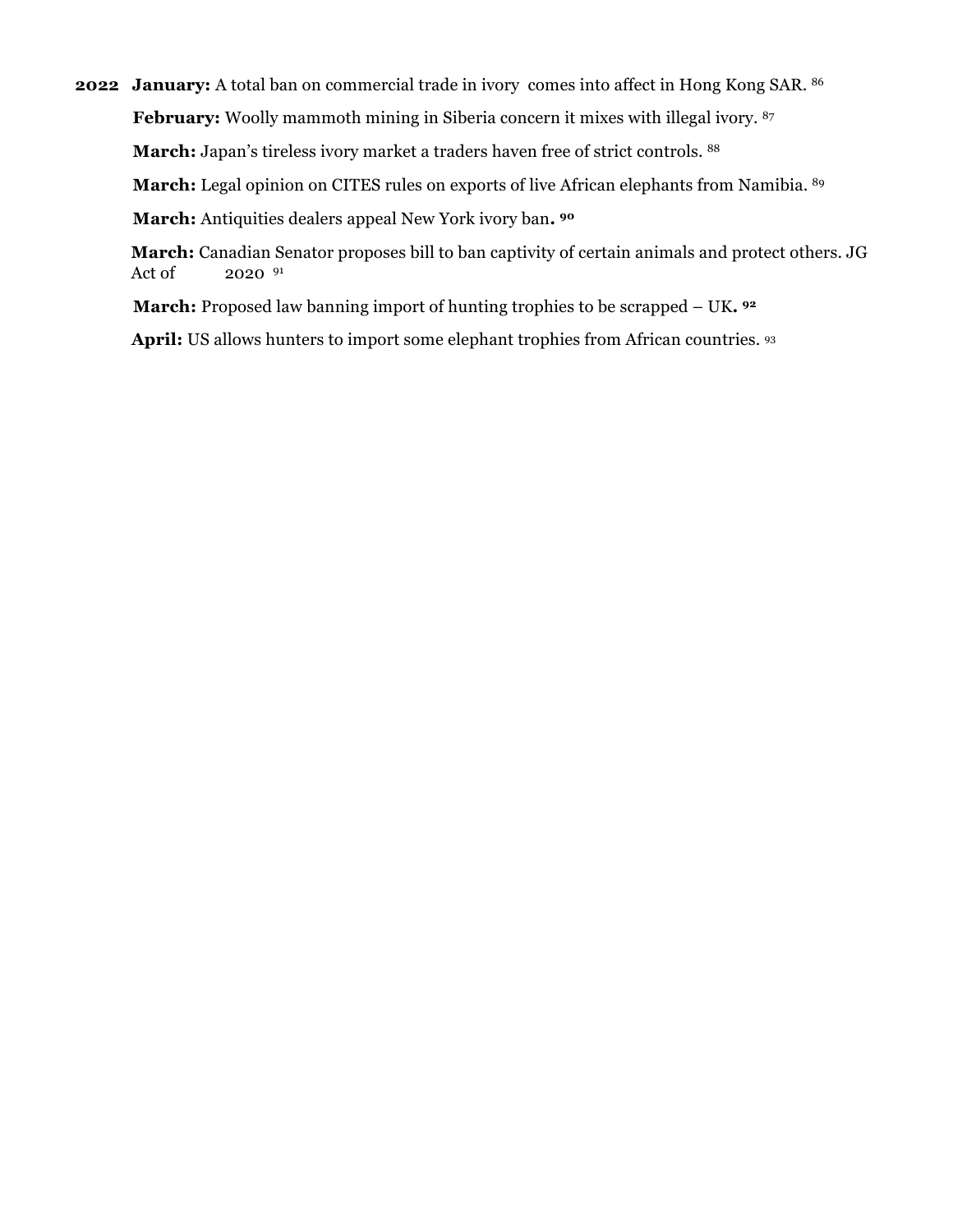**2022** **January:** A total ban on commercial trade in ivory comes into affect in Hong Kong SAR. [86]

**February:** Woolly mammoth mining in Siberia concern it mixes with illegal ivory. [87]

**March:** Japan's tireless ivory market a traders haven free of strict controls. [88]

**March:** Legal opinion on CITES rules on exports of live African elephants from Namibia. [89]

**March:** Antiquities dealers appeal New York ivory ban**.** [90]

**March:** Canadian Senator proposes bill to ban captivity of certain animals and protect others. JG Act of 2020 [91]

**March:** Proposed law banning import of hunting trophies to be scrapped – UK**.** [92]

**April:** US allows hunters to import some elephant trophies from African countries. [93]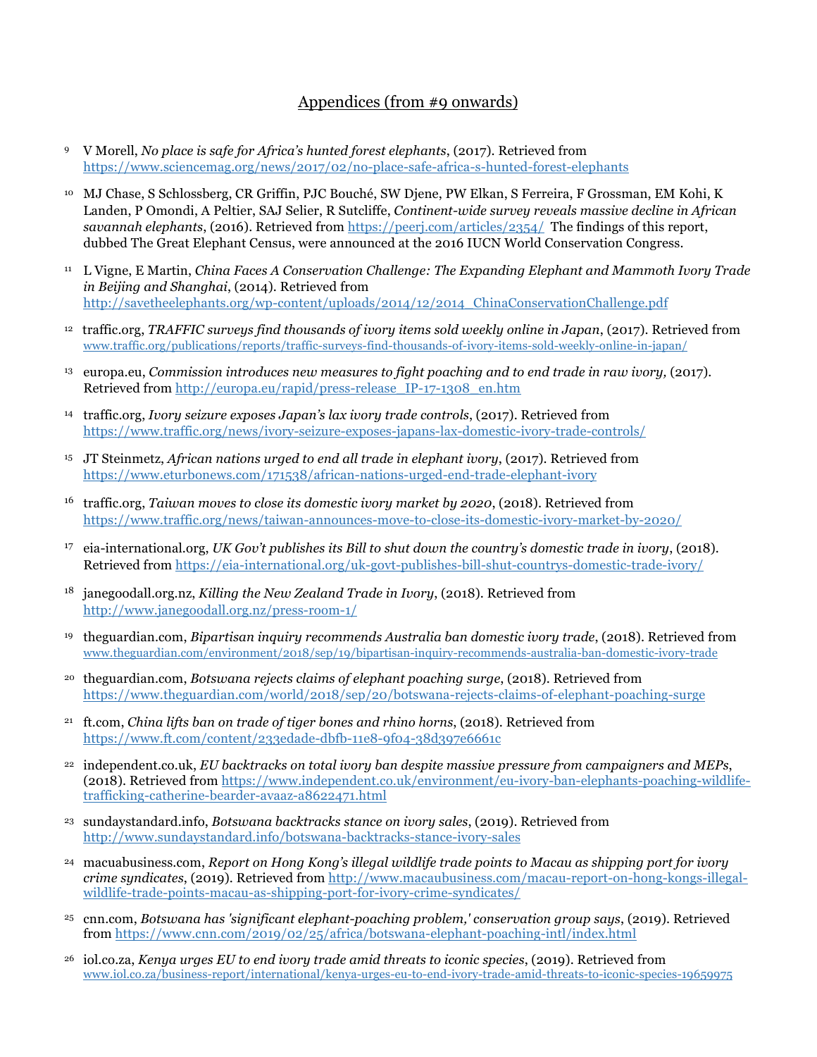## Appendices (from #9 onwards)

[9] V Morell, *No place is safe for Africa's hunted forest elephants*, (2017). Retrieved from https://www.sciencemag.org/news/2017/02/no-place-safe-africa-s-hunted-forest-elephants

[10] MJ Chase, S Schlossberg, CR Griffin, PJC Bouché, SW Djene, PW Elkan, S Ferreira, F Grossman, EM Kohi, K Landen, P Omondi, A Peltier, SAJ Selier, R Sutcliffe, *Continent-wide survey reveals massive decline in African savannah elephants*, (2016). Retrieved from https://peerj.com/articles/2354/ The findings of this report, dubbed The Great Elephant Census, were announced at the 2016 IUCN World Conservation Congress.

[11] L Vigne, E Martin, *China Faces A Conservation Challenge: The Expanding Elephant and Mammoth Ivory Trade in Beijing and Shanghai*, (2014). Retrieved from http://savetheelephants.org/wp-content/uploads/2014/12/2014_ChinaConservationChallenge.pdf

[12] traffic.org, *TRAFFIC surveys find thousands of ivory items sold weekly online in Japan*, (2017). Retrieved from www.traffic.org/publications/reports/traffic-surveys-find-thousands-of-ivory-items-sold-weekly-online-in-japan/

[13] europa.eu, *Commission introduces new measures to fight poaching and to end trade in raw ivory,* (2017). Retrieved from http://europa.eu/rapid/press-release_IP-17-1308_en.htm

[14] traffic.org, *Ivory seizure exposes Japan's lax ivory trade controls*, (2017). Retrieved from https://www.traffic.org/news/ivory-seizure-exposes-japans-lax-domestic-ivory-trade-controls/

[15] JT Steinmetz, *African nations urged to end all trade in elephant ivory*, (2017). Retrieved from https://www.eturbonews.com/171538/african-nations-urged-end-trade-elephant-ivory

[16] traffic.org, *Taiwan moves to close its domestic ivory market by 2020*, (2018). Retrieved from https://www.traffic.org/news/taiwan-announces-move-to-close-its-domestic-ivory-market-by-2020/

[17] eia-international.org, *UK Gov't publishes its Bill to shut down the country's domestic trade in ivory*, (2018). Retrieved from https://eia-international.org/uk-govt-publishes-bill-shut-countrys-domestic-trade-ivory/

[18] janegoodall.org.nz, *Killing the New Zealand Trade in Ivory*, (2018). Retrieved from http://www.janegoodall.org.nz/press-room-1/

[19] theguardian.com, *Bipartisan inquiry recommends Australia ban domestic ivory trade*, (2018). Retrieved from www.theguardian.com/environment/2018/sep/19/bipartisan-inquiry-recommends-australia-ban-domestic-ivory-trade

[20] theguardian.com, *Botswana rejects claims of elephant poaching surge*, (2018). Retrieved from https://www.theguardian.com/world/2018/sep/20/botswana-rejects-claims-of-elephant-poaching-surge

[21] ft.com, *China lifts ban on trade of tiger bones and rhino horns*, (2018). Retrieved from https://www.ft.com/content/233edade-dbfb-11e8-9f04-38d397e6661c

[22] independent.co.uk, *EU backtracks on total ivory ban despite massive pressure from campaigners and MEPs*, (2018). Retrieved from https://www.independent.co.uk/environment/eu-ivory-ban-elephants-poaching-wildlife-trafficking-catherine-bearder-avaaz-a8622471.html

[23] sundaystandard.info, *Botswana backtracks stance on ivory sales*, (2019). Retrieved from http://www.sundaystandard.info/botswana-backtracks-stance-ivory-sales

[24] macuabusiness.com, *Report on Hong Kong's illegal wildlife trade points to Macau as shipping port for ivory crime syndicates*, (2019). Retrieved from http://www.macaubusiness.com/macau-report-on-hong-kongs-illegal-wildlife-trade-points-macau-as-shipping-port-for-ivory-crime-syndicates/

[25] cnn.com, *Botswana has 'significant elephant-poaching problem,' conservation group says*, (2019). Retrieved from https://www.cnn.com/2019/02/25/africa/botswana-elephant-poaching-intl/index.html

[26] iol.co.za, *Kenya urges EU to end ivory trade amid threats to iconic species*, (2019). Retrieved from www.iol.co.za/business-report/international/kenya-urges-eu-to-end-ivory-trade-amid-threats-to-iconic-species-19659975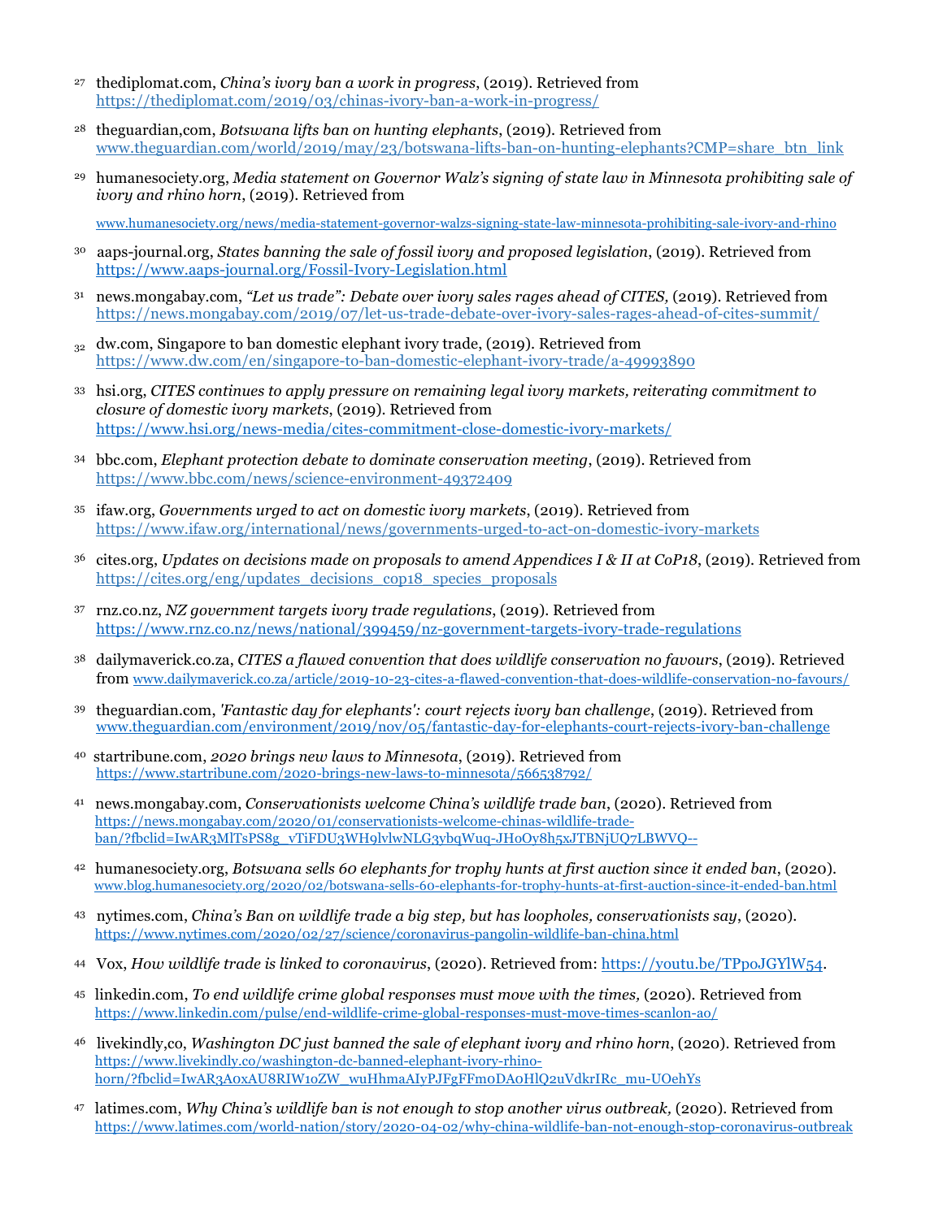[27] thediplomat.com, *China's ivory ban a work in progress*, (2019). Retrieved from https://thediplomat.com/2019/03/chinas-ivory-ban-a-work-in-progress/

[28] theguardian,com, *Botswana lifts ban on hunting elephants*, (2019). Retrieved from www.theguardian.com/world/2019/may/23/botswana-lifts-ban-on-hunting-elephants?CMP=share_btn_link

[29] humanesociety.org, *Media statement on Governor Walz's signing of state law in Minnesota prohibiting sale of ivory and rhino horn*, (2019). Retrieved from www.humanesociety.org/news/media-statement-governor-walzs-signing-state-law-minnesota-prohibiting-sale-ivory-and-rhino

[30] aaps-journal.org, *States banning the sale of fossil ivory and proposed legislation*, (2019). Retrieved from https://www.aaps-journal.org/Fossil-Ivory-Legislation.html

[31] news.mongabay.com, *"Let us trade": Debate over ivory sales rages ahead of CITES,* (2019). Retrieved from https://news.mongabay.com/2019/07/let-us-trade-debate-over-ivory-sales-rages-ahead-of-cites-summit/

[32] dw.com, Singapore to ban domestic elephant ivory trade, (2019). Retrieved from https://www.dw.com/en/singapore-to-ban-domestic-elephant-ivory-trade/a-49993890

[33] hsi.org, *CITES continues to apply pressure on remaining legal ivory markets, reiterating commitment to closure of domestic ivory markets*, (2019). Retrieved from https://www.hsi.org/news-media/cites-commitment-close-domestic-ivory-markets/

[34] bbc.com, *Elephant protection debate to dominate conservation meeting*, (2019). Retrieved from https://www.bbc.com/news/science-environment-49372409

[35] ifaw.org, *Governments urged to act on domestic ivory markets*, (2019). Retrieved from https://www.ifaw.org/international/news/governments-urged-to-act-on-domestic-ivory-markets

[36] cites.org, *Updates on decisions made on proposals to amend Appendices I & II at CoP18*, (2019). Retrieved from https://cites.org/eng/updates_decisions_cop18_species_proposals

[37] rnz.co.nz, *NZ government targets ivory trade regulations*, (2019). Retrieved from https://www.rnz.co.nz/news/national/399459/nz-government-targets-ivory-trade-regulations

[38] dailymaverick.co.za, *CITES a flawed convention that does wildlife conservation no favours*, (2019). Retrieved from www.dailymaverick.co.za/article/2019-10-23-cites-a-flawed-convention-that-does-wildlife-conservation-no-favours/

[39] theguardian.com, *'Fantastic day for elephants': court rejects ivory ban challenge*, (2019). Retrieved from www.theguardian.com/environment/2019/nov/05/fantastic-day-for-elephants-court-rejects-ivory-ban-challenge

[40] startribune.com, *2020 brings new laws to Minnesota*, (2019). Retrieved from https://www.startribune.com/2020-brings-new-laws-to-minnesota/566538792/

[41] news.mongabay.com, *Conservationists welcome China's wildlife trade ban*, (2020). Retrieved from https://news.mongabay.com/2020/01/conservationists-welcome-chinas-wildlife-trade-ban/?fbclid=IwAR3MlTsPS8g_vTiFDU3WH9lvlwNLG3ybqWuq-JHoOy8h5xJTBNjUQ7LBWVQ--

[42] humanesociety.org, *Botswana sells 60 elephants for trophy hunts at first auction since it ended ban*, (2020). www.blog.humanesociety.org/2020/02/botswana-sells-60-elephants-for-trophy-hunts-at-first-auction-since-it-ended-ban.html

[43] nytimes.com, *China's Ban on wildlife trade a big step, but has loopholes, conservationists say*, (2020). https://www.nytimes.com/2020/02/27/science/coronavirus-pangolin-wildlife-ban-china.html

[44] Vox, *How wildlife trade is linked to coronavirus*, (2020). Retrieved from: https://youtu.be/TPpoJGYlW54.

[45] linkedin.com, *To end wildlife crime global responses must move with the times,* (2020). Retrieved from https://www.linkedin.com/pulse/end-wildlife-crime-global-responses-must-move-times-scanlon-ao/

[46] livekindly,co, *Washington DC just banned the sale of elephant ivory and rhino horn*, (2020). Retrieved from https://www.livekindly.co/washington-dc-banned-elephant-ivory-rhino-horn/?fbclid=IwAR3A0xAU8RIW10ZW_wuHhmaAIyPJFgFFm0DA0HlQ2uVdkrIRc_mu-UOehYs

[47] latimes.com, *Why China's wildlife ban is not enough to stop another virus outbreak,* (2020). Retrieved from https://www.latimes.com/world-nation/story/2020-04-02/why-china-wildlife-ban-not-enough-stop-coronavirus-outbreak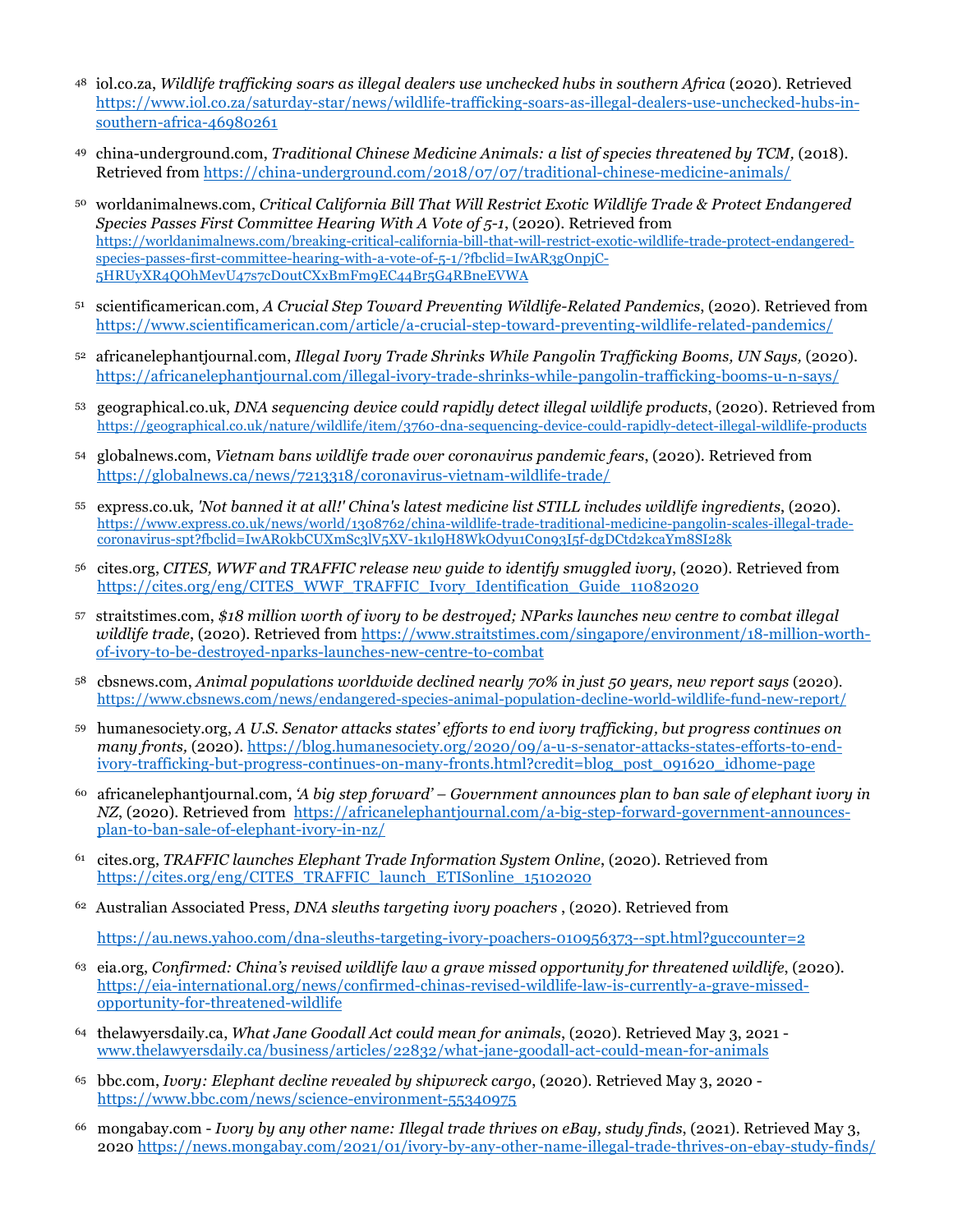[48] iol.co.za, *Wildlife trafficking soars as illegal dealers use unchecked hubs in southern Africa* (2020). Retrieved https://www.iol.co.za/saturday-star/news/wildlife-trafficking-soars-as-illegal-dealers-use-unchecked-hubs-in-southern-africa-46980261

[49] china-underground.com, *Traditional Chinese Medicine Animals: a list of species threatened by TCM*, (2018). Retrieved from https://china-underground.com/2018/07/07/traditional-chinese-medicine-animals/

[50] worldanimalnews.com, *Critical California Bill That Will Restrict Exotic Wildlife Trade & Protect Endangered Species Passes First Committee Hearing With A Vote of 5-1*, (2020). Retrieved from https://worldanimalnews.com/breaking-critical-california-bill-that-will-restrict-exotic-wildlife-trade-protect-endangered-species-passes-first-committee-hearing-with-a-vote-of-5-1/?fbclid=IwAR3gOnpjC-5HRUyXR4QOhMevU47s7cD0utCXxBmFm9EC44Br5G4RBneEVWA

[51] scientificamerican.com, *A Crucial Step Toward Preventing Wildlife-Related Pandemics*, (2020). Retrieved from https://www.scientificamerican.com/article/a-crucial-step-toward-preventing-wildlife-related-pandemics/

[52] africanelephantjournal.com, *Illegal Ivory Trade Shrinks While Pangolin Trafficking Booms, UN Says,* (2020). https://africanelephantjournal.com/illegal-ivory-trade-shrinks-while-pangolin-trafficking-booms-u-n-says/

[53] geographical.co.uk, *DNA sequencing device could rapidly detect illegal wildlife products*, (2020). Retrieved from https://geographical.co.uk/nature/wildlife/item/3760-dna-sequencing-device-could-rapidly-detect-illegal-wildlife-products

[54] globalnews.com, *Vietnam bans wildlife trade over coronavirus pandemic fears*, (2020). Retrieved from https://globalnews.ca/news/7213318/coronavirus-vietnam-wildlife-trade/

[55] express.co.uk, *'Not banned it at all!' China's latest medicine list STILL includes wildlife ingredients*, (2020). https://www.express.co.uk/news/world/1308762/china-wildlife-trade-traditional-medicine-pangolin-scales-illegal-trade-coronavirus-spt?fbclid=IwAR0kbCUXmSc3lV5XV-1k1l9H8WkOdyu1C0n93I5f-dgDCtd2kcaYm8SI28k

[56] cites.org, *CITES, WWF and TRAFFIC release new guide to identify smuggled ivory*, (2020). Retrieved from https://cites.org/eng/CITES_WWF_TRAFFIC_Ivory_Identification_Guide_11082020

[57] straitstimes.com, *$18 million worth of ivory to be destroyed; NParks launches new centre to combat illegal wildlife trade*, (2020). Retrieved from https://www.straitstimes.com/singapore/environment/18-million-worth-of-ivory-to-be-destroyed-nparks-launches-new-centre-to-combat

[58] cbsnews.com, *Animal populations worldwide declined nearly 70% in just 50 years, new report says* (2020). https://www.cbsnews.com/news/endangered-species-animal-population-decline-world-wildlife-fund-new-report/

[59] humanesociety.org, *A U.S. Senator attacks states' efforts to end ivory trafficking, but progress continues on many fronts,* (2020). https://blog.humanesociety.org/2020/09/a-u-s-senator-attacks-states-efforts-to-end-ivory-trafficking-but-progress-continues-on-many-fronts.html?credit=blog_post_091620_idhome-page

[60] africanelephantjournal.com, *'A big step forward' – Government announces plan to ban sale of elephant ivory in NZ*, (2020). Retrieved from https://africanelephantjournal.com/a-big-step-forward-government-announces-plan-to-ban-sale-of-elephant-ivory-in-nz/

[61] cites.org, *TRAFFIC launches Elephant Trade Information System Online*, (2020). Retrieved from https://cites.org/eng/CITES_TRAFFIC_launch_ETISonline_15102020

[62] Australian Associated Press, *DNA sleuths targeting ivory poachers* , (2020). Retrieved from

https://au.news.yahoo.com/dna-sleuths-targeting-ivory-poachers-010956373--spt.html?guccounter=2

[63] eia.org, *Confirmed: China's revised wildlife law a grave missed opportunity for threatened wildlife*, (2020). https://eia-international.org/news/confirmed-chinas-revised-wildlife-law-is-currently-a-grave-missed-opportunity-for-threatened-wildlife

[64] thelawyersdaily.ca, *What Jane Goodall Act could mean for animals*, (2020). Retrieved May 3, 2021 - www.thelawyersdaily.ca/business/articles/22832/what-jane-goodall-act-could-mean-for-animals

[65] bbc.com, *Ivory: Elephant decline revealed by shipwreck cargo*, (2020). Retrieved May 3, 2020 - https://www.bbc.com/news/science-environment-55340975

[66] mongabay.com - *Ivory by any other name: Illegal trade thrives on eBay, study finds*, (2021). Retrieved May 3, 2020 https://news.mongabay.com/2021/01/ivory-by-any-other-name-illegal-trade-thrives-on-ebay-study-finds/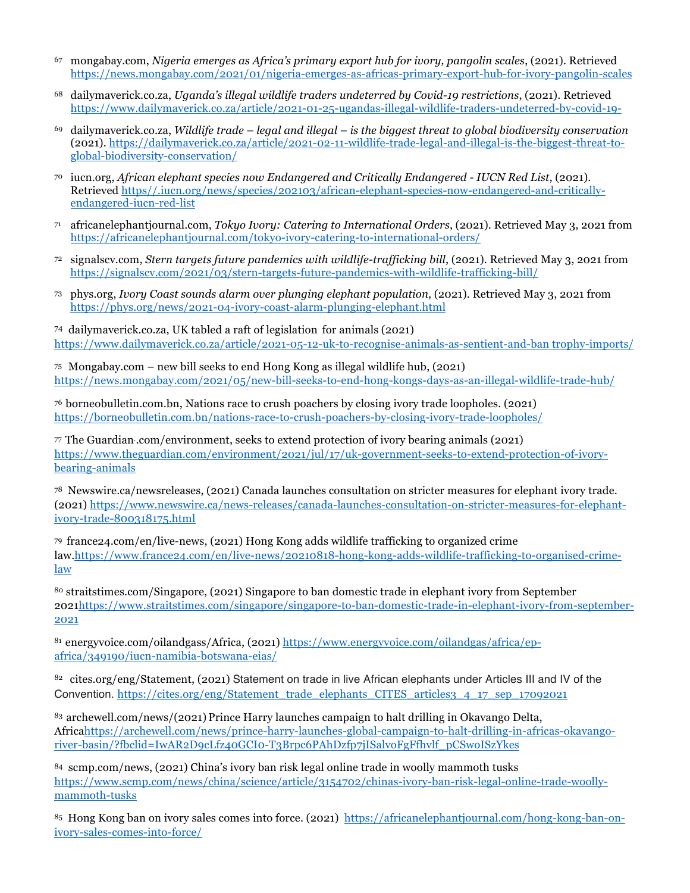[67] mongabay.com, *Nigeria emerges as Africa's primary export hub for ivory, pangolin scales*, (2021). Retrieved https://news.mongabay.com/2021/01/nigeria-emerges-as-africas-primary-export-hub-for-ivory-pangolin-scales

[68] dailymaverick.co.za, *Uganda's illegal wildlife traders undeterred by Covid-19 restrictions*, (2021). Retrieved https://www.dailymaverick.co.za/article/2021-01-25-ugandas-illegal-wildlife-traders-undeterred-by-covid-19-

[69] dailymaverick.co.za, *Wildlife trade – legal and illegal – is the biggest threat to global biodiversity conservation* (2021). https://dailymaverick.co.za/article/2021-02-11-wildlife-trade-legal-and-illegal-is-the-biggest-threat-to-global-biodiversity-conservation/

[70] iucn.org, *African elephant species now Endangered and Critically Endangered - IUCN Red List*, (2021). Retrieved https//.iucn.org/news/species/202103/african-elephant-species-now-endangered-and-critically-endangered-iucn-red-list

[71] africanelephantjournal.com, *Tokyo Ivory: Catering to International Orders*, (2021). Retrieved May 3, 2021 from https://africanelephantjournal.com/tokyo-ivory-catering-to-international-orders/

[72] signalscv.com, *Stern targets future pandemics with wildlife-trafficking bill*, (2021). Retrieved May 3, 2021 from https://signalscv.com/2021/03/stern-targets-future-pandemics-with-wildlife-trafficking-bill/

[73] phys.org, *Ivory Coast sounds alarm over plunging elephant population*, (2021). Retrieved May 3, 2021 from https://phys.org/news/2021-04-ivory-coast-alarm-plunging-elephant.html

[74] dailymaverick.co.za, UK tabled a raft of legislation for animals (2021) https://www.dailymaverick.co.za/article/2021-05-12-uk-to-recognise-animals-as-sentient-and-ban trophy-imports/

[75] Mongabay.com – new bill seeks to end Hong Kong as illegal wildlife hub, (2021) https://news.mongabay.com/2021/05/new-bill-seeks-to-end-hong-kongs-days-as-an-illegal-wildlife-trade-hub/

[76] borneobulletin.com.bn, Nations race to crush poachers by closing ivory trade loopholes. (2021) https://borneobulletin.com.bn/nations-race-to-crush-poachers-by-closing-ivory-trade-loopholes/

[77] The Guardian.com/environment, seeks to extend protection of ivory bearing animals (2021) https://www.theguardian.com/environment/2021/jul/17/uk-government-seeks-to-extend-protection-of-ivory-bearing-animals

[78] Newswire.ca/newsreleases, (2021) Canada launches consultation on stricter measures for elephant ivory trade. (2021) https://www.newswire.ca/news-releases/canada-launches-consultation-on-stricter-measures-for-elephant-ivory-trade-800318175.html

[79] france24.com/en/live-news, (2021) Hong Kong adds wildlife trafficking to organized crime law.https://www.france24.com/en/live-news/20210818-hong-kong-adds-wildlife-trafficking-to-organised-crime-law

[80] straitstimes.com/Singapore, (2021) Singapore to ban domestic trade in elephant ivory from September 2021https://www.straitstimes.com/singapore/singapore-to-ban-domestic-trade-in-elephant-ivory-from-september-2021

[81] energyvoice.com/oilandgass/Africa, (2021) https://www.energyvoice.com/oilandgas/africa/ep-africa/349190/iucn-namibia-botswana-eias/

[82] cites.org/eng/Statement, (2021) Statement on trade in live African elephants under Articles III and IV of the Convention. https://cites.org/eng/Statement_trade_elephants_CITES_articles3_4_17_sep_17092021

[83] archewell.com/news/(2021) Prince Harry launches campaign to halt drilling in Okavango Delta, Africahttps://archewell.com/news/prince-harry-launches-global-campaign-to-halt-drilling-in-africas-okavango-river-basin/?fbclid=IwAR2D9cLfz40GCI0-T3Brpc6PAhDzfp7jISalvoFgFfhvlf_pCSwoISzYkes

[84] scmp.com/news, (2021) China's ivory ban risk legal online trade in woolly mammoth tusks https://www.scmp.com/news/china/science/article/3154702/chinas-ivory-ban-risk-legal-online-trade-woolly-mammoth-tusks

[85] Hong Kong ban on ivory sales comes into force. (2021) https://africanelephantjournal.com/hong-kong-ban-on-ivory-sales-comes-into-force/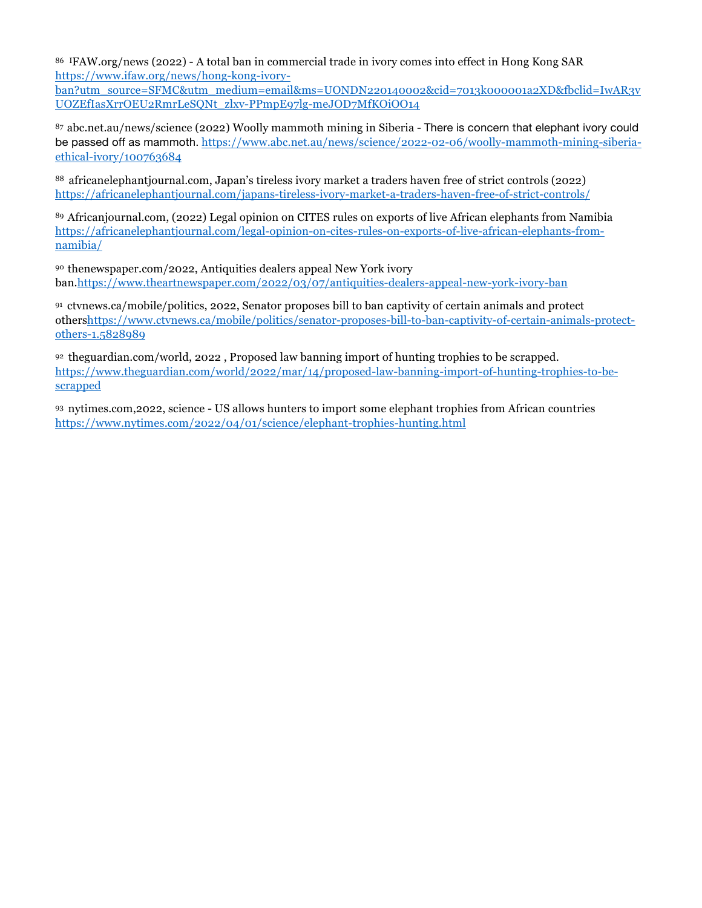[86] IFAW.org/news (2022) - A total ban in commercial trade in ivory comes into effect in Hong Kong SAR https://www.ifaw.org/news/hong-kong-ivory-ban?utm_source=SFMC&utm_medium=email&ms=UONDN220140002&cid=7013k000001a2XD&fbclid=IwAR3vUOZEfIasXrrOEU2RmrLeSQNt_zlxv-PPmpE97lg-meJOD7MfKOiOO14

[87] abc.net.au/news/science (2022) Woolly mammoth mining in Siberia - There is concern that elephant ivory could be passed off as mammoth. https://www.abc.net.au/news/science/2022-02-06/woolly-mammoth-mining-siberia-ethical-ivory/100763684

[88] africanelephantjournal.com, Japan's tireless ivory market a traders haven free of strict controls (2022) https://africanelephantjournal.com/japans-tireless-ivory-market-a-traders-haven-free-of-strict-controls/

[89] Africanjournal.com, (2022) Legal opinion on CITES rules on exports of live African elephants from Namibia https://africanelephantjournal.com/legal-opinion-on-cites-rules-on-exports-of-live-african-elephants-from-namibia/

[90] thenewspaper.com/2022, Antiquities dealers appeal New York ivory ban.https://www.theartnewspaper.com/2022/03/07/antiquities-dealers-appeal-new-york-ivory-ban

[91] ctvnews.ca/mobile/politics, 2022, Senator proposes bill to ban captivity of certain animals and protect othershttps://www.ctvnews.ca/mobile/politics/senator-proposes-bill-to-ban-captivity-of-certain-animals-protect-others-1.5828989

[92] theguardian.com/world, 2022 , Proposed law banning import of hunting trophies to be scrapped. https://www.theguardian.com/world/2022/mar/14/proposed-law-banning-import-of-hunting-trophies-to-be-scrapped

[93] nytimes.com,2022, science - US allows hunters to import some elephant trophies from African countries https://www.nytimes.com/2022/04/01/science/elephant-trophies-hunting.html